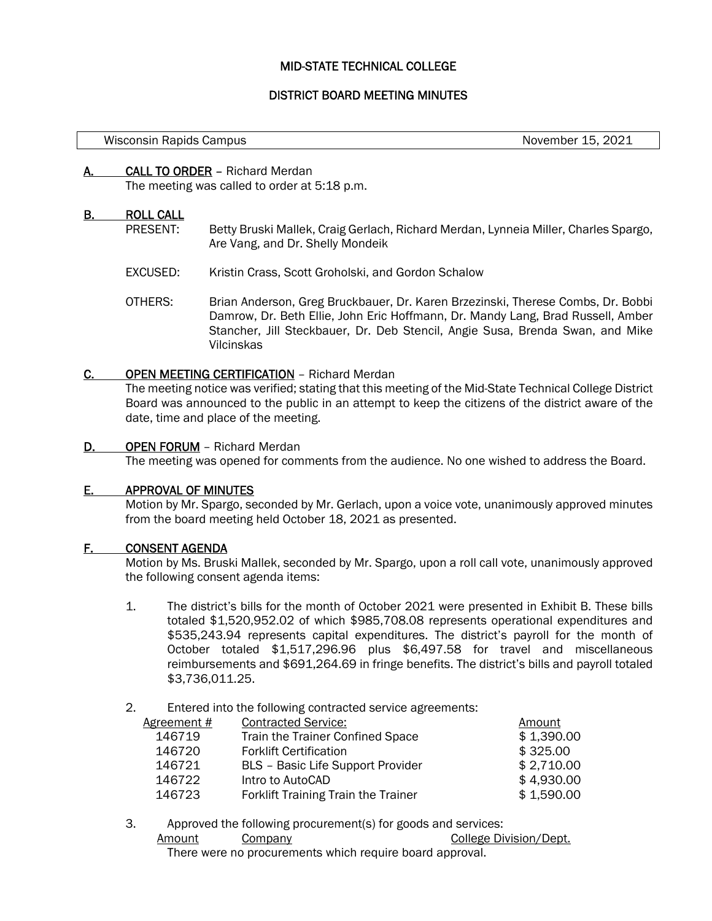# MID-STATE TECHNICAL COLLEGE

## DISTRICT BOARD MEETING MINUTES

| Wisconsin Rapids Campus | November 15, 2021 |
|---|---|

**A. CALL TO ORDER** – Richard Merdan

The meeting was called to order at 5:18 p.m.

**B. ROLL CALL**

PRESENT: Betty Bruski Mallek, Craig Gerlach, Richard Merdan, Lynneia Miller, Charles Spargo, Are Vang, and Dr. Shelly Mondeik

EXCUSED: Kristin Crass, Scott Groholski, and Gordon Schalow

OTHERS: Brian Anderson, Greg Bruckbauer, Dr. Karen Brzezinski, Therese Combs, Dr. Bobbi Damrow, Dr. Beth Ellie, John Eric Hoffmann, Dr. Mandy Lang, Brad Russell, Amber Stancher, Jill Steckbauer, Dr. Deb Stencil, Angie Susa, Brenda Swan, and Mike Vilcinskas

**C. OPEN MEETING CERTIFICATION** – Richard Merdan

The meeting notice was verified; stating that this meeting of the Mid-State Technical College District Board was announced to the public in an attempt to keep the citizens of the district aware of the date, time and place of the meeting.

**D. OPEN FORUM** – Richard Merdan

The meeting was opened for comments from the audience. No one wished to address the Board.

**E. APPROVAL OF MINUTES**

Motion by Mr. Spargo, seconded by Mr. Gerlach, upon a voice vote, unanimously approved minutes from the board meeting held October 18, 2021 as presented.

**F. CONSENT AGENDA**

Motion by Ms. Bruski Mallek, seconded by Mr. Spargo, upon a roll call vote, unanimously approved the following consent agenda items:

1. The district's bills for the month of October 2021 were presented in Exhibit B. These bills totaled $1,520,952.02 of which $985,708.08 represents operational expenditures and $535,243.94 represents capital expenditures. The district's payroll for the month of October totaled $1,517,296.96 plus $6,497.58 for travel and miscellaneous reimbursements and $691,264.69 in fringe benefits. The district's bills and payroll totaled $3,736,011.25.

2. Entered into the following contracted service agreements:

| Agreement # | Contracted Service: | Amount |
|---|---|---|
| 146719 | Train the Trainer Confined Space | $ 1,390.00 |
| 146720 | Forklift Certification | $ 325.00 |
| 146721 | BLS – Basic Life Support Provider | $ 2,710.00 |
| 146722 | Intro to AutoCAD | $ 4,930.00 |
| 146723 | Forklift Training Train the Trainer | $ 1,590.00 |

3. Approved the following procurement(s) for goods and services:

| Amount | Company | College Division/Dept. |
|---|---|---|

There were no procurements which require board approval.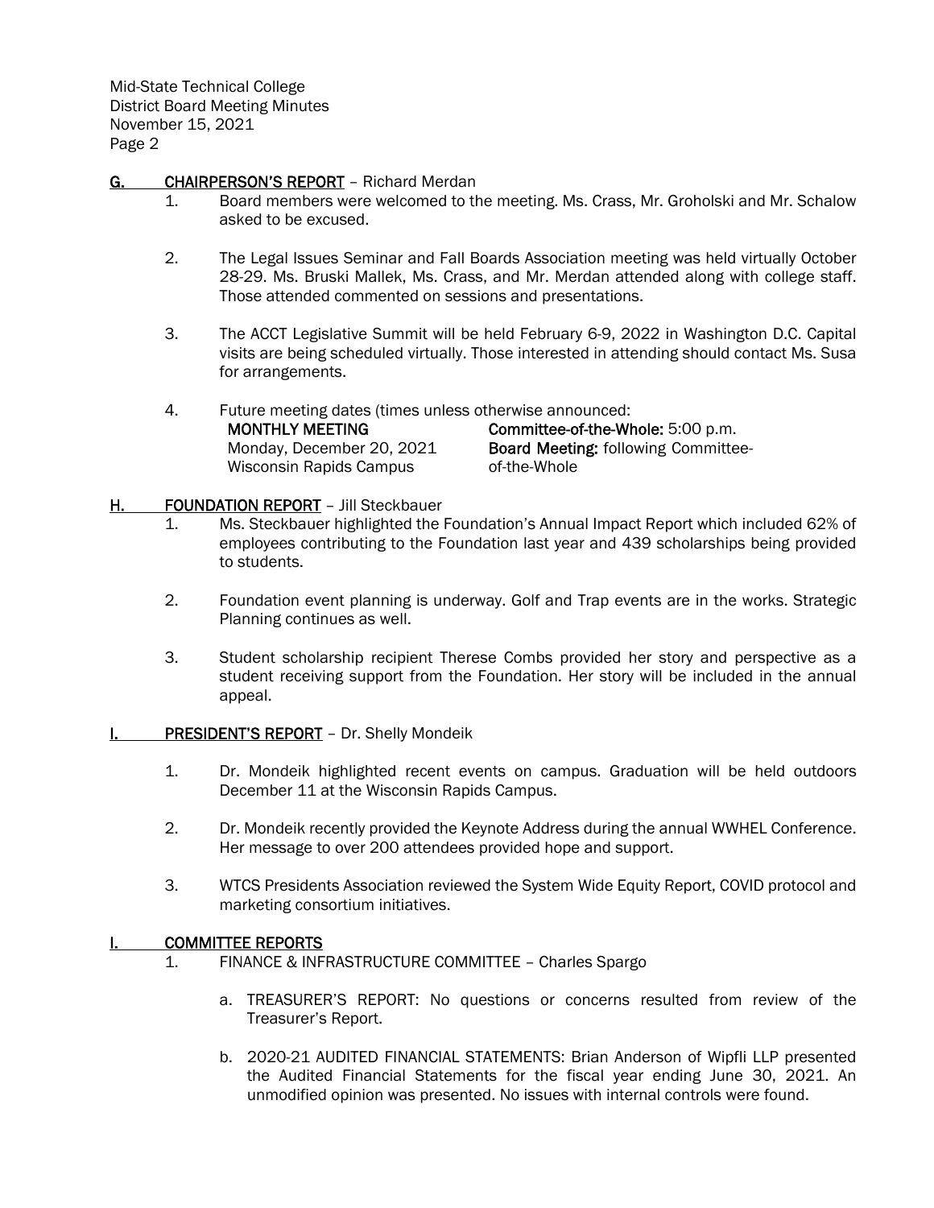## G. CHAIRPERSON'S REPORT – Richard Merdan

1. Board members were welcomed to the meeting. Ms. Crass, Mr. Groholski and Mr. Schalow asked to be excused.

2. The Legal Issues Seminar and Fall Boards Association meeting was held virtually October 28-29. Ms. Bruski Mallek, Ms. Crass, and Mr. Merdan attended along with college staff. Those attended commented on sessions and presentations.

3. The ACCT Legislative Summit will be held February 6-9, 2022 in Washington D.C. Capital visits are being scheduled virtually. Those interested in attending should contact Ms. Susa for arrangements.

4. Future meeting dates (times unless otherwise announced:

| | |
|---|---|
| **MONTHLY MEETING** | **Committee-of-the-Whole:** 5:00 p.m. |
| Monday, December 20, 2021 | **Board Meeting:** following Committee-of-the-Whole |
| Wisconsin Rapids Campus | |

## H. FOUNDATION REPORT – Jill Steckbauer

1. Ms. Steckbauer highlighted the Foundation's Annual Impact Report which included 62% of employees contributing to the Foundation last year and 439 scholarships being provided to students.

2. Foundation event planning is underway. Golf and Trap events are in the works. Strategic Planning continues as well.

3. Student scholarship recipient Therese Combs provided her story and perspective as a student receiving support from the Foundation. Her story will be included in the annual appeal.

## I. PRESIDENT'S REPORT – Dr. Shelly Mondeik

1. Dr. Mondeik highlighted recent events on campus. Graduation will be held outdoors December 11 at the Wisconsin Rapids Campus.

2. Dr. Mondeik recently provided the Keynote Address during the annual WWHEL Conference. Her message to over 200 attendees provided hope and support.

3. WTCS Presidents Association reviewed the System Wide Equity Report, COVID protocol and marketing consortium initiatives.

## I. COMMITTEE REPORTS

1. FINANCE & INFRASTRUCTURE COMMITTEE – Charles Spargo

   a. TREASURER'S REPORT: No questions or concerns resulted from review of the Treasurer's Report.

   b. 2020-21 AUDITED FINANCIAL STATEMENTS: Brian Anderson of Wipfli LLP presented the Audited Financial Statements for the fiscal year ending June 30, 2021. An unmodified opinion was presented. No issues with internal controls were found.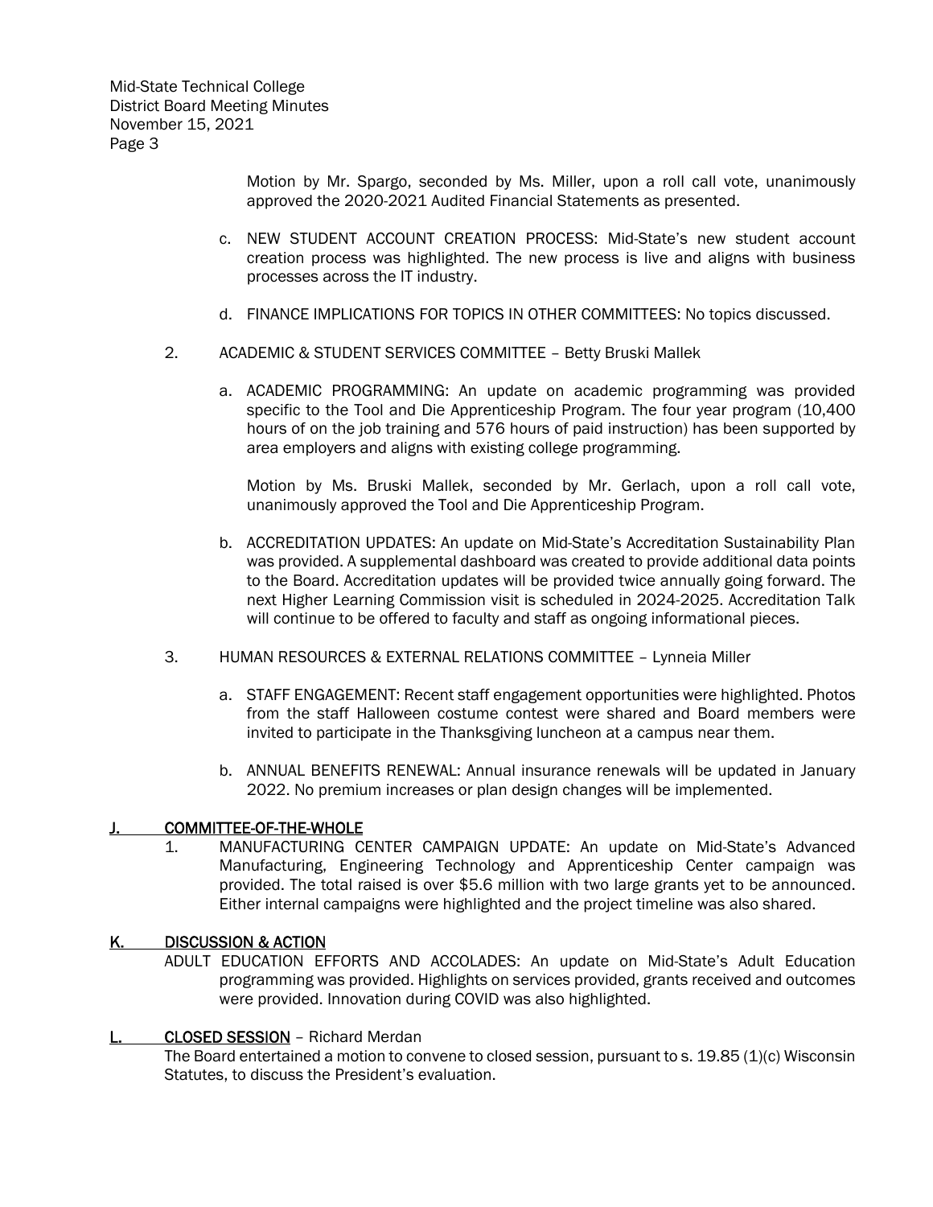Motion by Mr. Spargo, seconded by Ms. Miller, upon a roll call vote, unanimously approved the 2020-2021 Audited Financial Statements as presented.

c. NEW STUDENT ACCOUNT CREATION PROCESS: Mid-State's new student account creation process was highlighted. The new process is live and aligns with business processes across the IT industry.

d. FINANCE IMPLICATIONS FOR TOPICS IN OTHER COMMITTEES: No topics discussed.

2. ACADEMIC & STUDENT SERVICES COMMITTEE – Betty Bruski Mallek

a. ACADEMIC PROGRAMMING: An update on academic programming was provided specific to the Tool and Die Apprenticeship Program. The four year program (10,400 hours of on the job training and 576 hours of paid instruction) has been supported by area employers and aligns with existing college programming.

Motion by Ms. Bruski Mallek, seconded by Mr. Gerlach, upon a roll call vote, unanimously approved the Tool and Die Apprenticeship Program.

b. ACCREDITATION UPDATES: An update on Mid-State's Accreditation Sustainability Plan was provided. A supplemental dashboard was created to provide additional data points to the Board. Accreditation updates will be provided twice annually going forward. The next Higher Learning Commission visit is scheduled in 2024-2025. Accreditation Talk will continue to be offered to faculty and staff as ongoing informational pieces.

3. HUMAN RESOURCES & EXTERNAL RELATIONS COMMITTEE – Lynneia Miller

a. STAFF ENGAGEMENT: Recent staff engagement opportunities were highlighted. Photos from the staff Halloween costume contest were shared and Board members were invited to participate in the Thanksgiving luncheon at a campus near them.

b. ANNUAL BENEFITS RENEWAL: Annual insurance renewals will be updated in January 2022. No premium increases or plan design changes will be implemented.

## J. COMMITTEE-OF-THE-WHOLE

1. MANUFACTURING CENTER CAMPAIGN UPDATE: An update on Mid-State's Advanced Manufacturing, Engineering Technology and Apprenticeship Center campaign was provided. The total raised is over $5.6 million with two large grants yet to be announced. Either internal campaigns were highlighted and the project timeline was also shared.

## K. DISCUSSION & ACTION

ADULT EDUCATION EFFORTS AND ACCOLADES: An update on Mid-State's Adult Education programming was provided. Highlights on services provided, grants received and outcomes were provided. Innovation during COVID was also highlighted.

## L. CLOSED SESSION – Richard Merdan

The Board entertained a motion to convene to closed session, pursuant to s. 19.85 (1)(c) Wisconsin Statutes, to discuss the President's evaluation.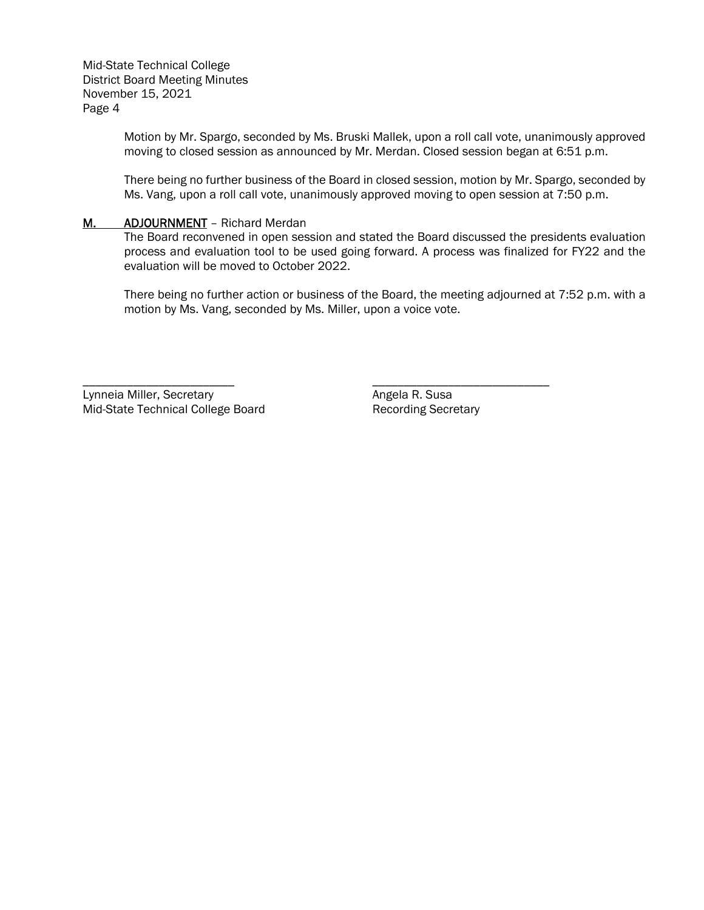Motion by Mr. Spargo, seconded by Ms. Bruski Mallek, upon a roll call vote, unanimously approved moving to closed session as announced by Mr. Merdan. Closed session began at 6:51 p.m.

There being no further business of the Board in closed session, motion by Mr. Spargo, seconded by Ms. Vang, upon a roll call vote, unanimously approved moving to open session at 7:50 p.m.

**M. <u>ADJOURNMENT</u>** – Richard Merdan

The Board reconvened in open session and stated the Board discussed the presidents evaluation process and evaluation tool to be used going forward. A process was finalized for FY22 and the evaluation will be moved to October 2022.

There being no further action or business of the Board, the meeting adjourned at 7:52 p.m. with a motion by Ms. Vang, seconded by Ms. Miller, upon a voice vote.

\_\_\_\_\_\_\_\_\_\_\_\_\_\_\_\_\_\_\_\_\_\_\_\_\_\_
Lynneia Miller, Secretary
Mid-State Technical College Board

\_\_\_\_\_\_\_\_\_\_\_\_\_\_\_\_\_\_\_\_\_\_\_\_\_\_
Angela R. Susa
Recording Secretary